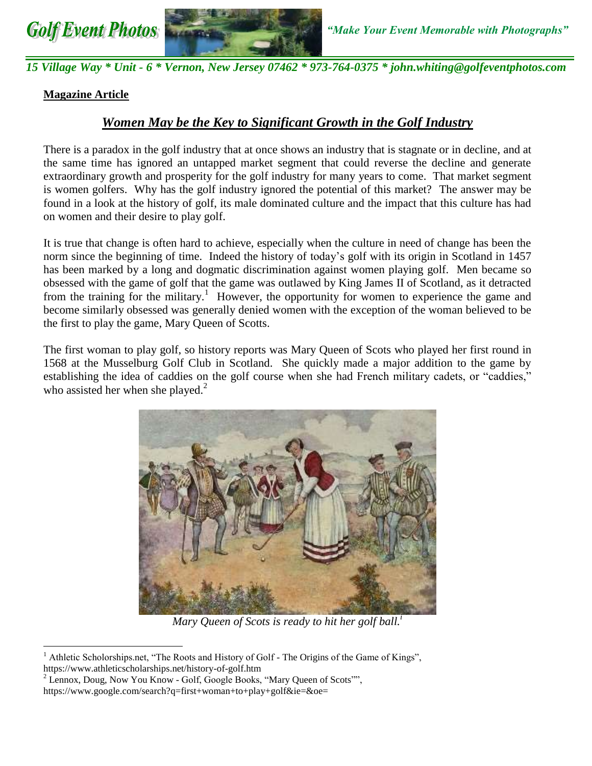**Golf Event Photos** *"Make Your Event Memorable with Photographs"*

*15 Village Way * Unit - 6 * Vernon, New Jersey 07462 * 973-764-0375 * john.whiting@golfeventphotos.com*

**Magazine Article**

# *Women May be the Key to Significant Growth in the Golf Industry*

There is a paradox in the golf industry that at once shows an industry that is stagnate or in decline, and at the same time has ignored an untapped market segment that could reverse the decline and generate extraordinary growth and prosperity for the golf industry for many years to come. That market segment is women golfers. Why has the golf industry ignored the potential of this market? The answer may be found in a look at the history of golf, its male dominated culture and the impact that this culture has had on women and their desire to play golf.

It is true that change is often hard to achieve, especially when the culture in need of change has been the norm since the beginning of time. Indeed the history of today's golf with its origin in Scotland in 1457 has been marked by a long and dogmatic discrimination against women playing golf. Men became so obsessed with the game of golf that the game was outlawed by King James II of Scotland, as it detracted from the training for the military.[1] However, the opportunity for women to experience the game and become similarly obsessed was generally denied women with the exception of the woman believed to be the first to play the game, Mary Queen of Scotts.

The first woman to play golf, so history reports was Mary Queen of Scots who played her first round in 1568 at the Musselburg Golf Club in Scotland. She quickly made a major addition to the game by establishing the idea of caddies on the golf course when she had French military cadets, or "caddies," who assisted her when she played.[2]

*Mary Queen of Scots is ready to hit her golf ball.*[i]

---

[1] Athletic Scholorships.net, "The Roots and History of Golf - The Origins of the Game of Kings", https://www.athleticscholarships.net/history-of-golf.htm

[2] Lennox, Doug, Now You Know - Golf, Google Books, "Mary Queen of Scots"", https://www.google.com/search?q=first+woman+to+play+golf&ie=&oe=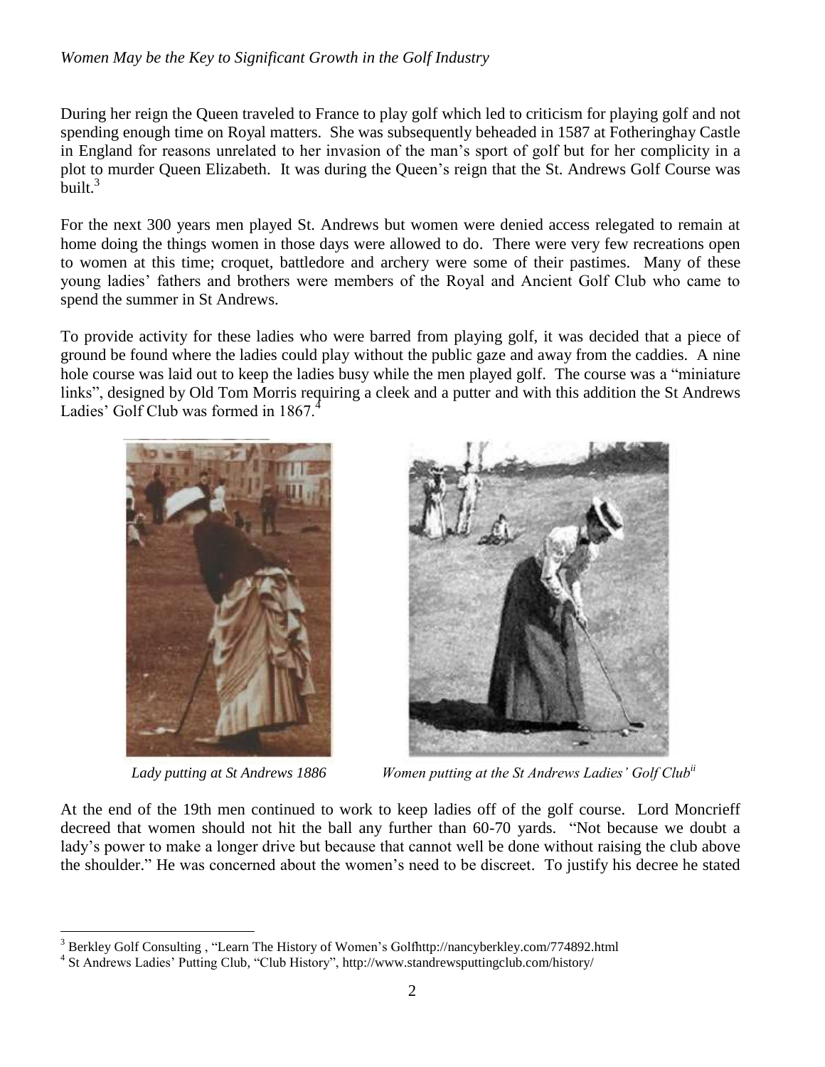During her reign the Queen traveled to France to play golf which led to criticism for playing golf and not spending enough time on Royal matters. She was subsequently beheaded in 1587 at Fotheringhay Castle in England for reasons unrelated to her invasion of the man's sport of golf but for her complicity in a plot to murder Queen Elizabeth. It was during the Queen's reign that the St. Andrews Golf Course was built.[3]

For the next 300 years men played St. Andrews but women were denied access relegated to remain at home doing the things women in those days were allowed to do. There were very few recreations open to women at this time; croquet, battledore and archery were some of their pastimes. Many of these young ladies' fathers and brothers were members of the Royal and Ancient Golf Club who came to spend the summer in St Andrews.

To provide activity for these ladies who were barred from playing golf, it was decided that a piece of ground be found where the ladies could play without the public gaze and away from the caddies. A nine hole course was laid out to keep the ladies busy while the men played golf. The course was a "miniature links", designed by Old Tom Morris requiring a cleek and a putter and with this addition the St Andrews Ladies' Golf Club was formed in 1867.[4]

*Lady putting at St Andrews 1886*

*Women putting at the St Andrews Ladies' Golf Club*[ii]

At the end of the 19th men continued to work to keep ladies off of the golf course. Lord Moncrieff decreed that women should not hit the ball any further than 60-70 yards. "Not because we doubt a lady's power to make a longer drive but because that cannot well be done without raising the club above the shoulder." He was concerned about the women's need to be discreet. To justify his decree he stated

---

[3] Berkley Golf Consulting , "Learn The History of Women's Golfhttp://nancyberkley.com/774892.html

[4] St Andrews Ladies' Putting Club, "Club History", http://www.standrewsputtingclub.com/history/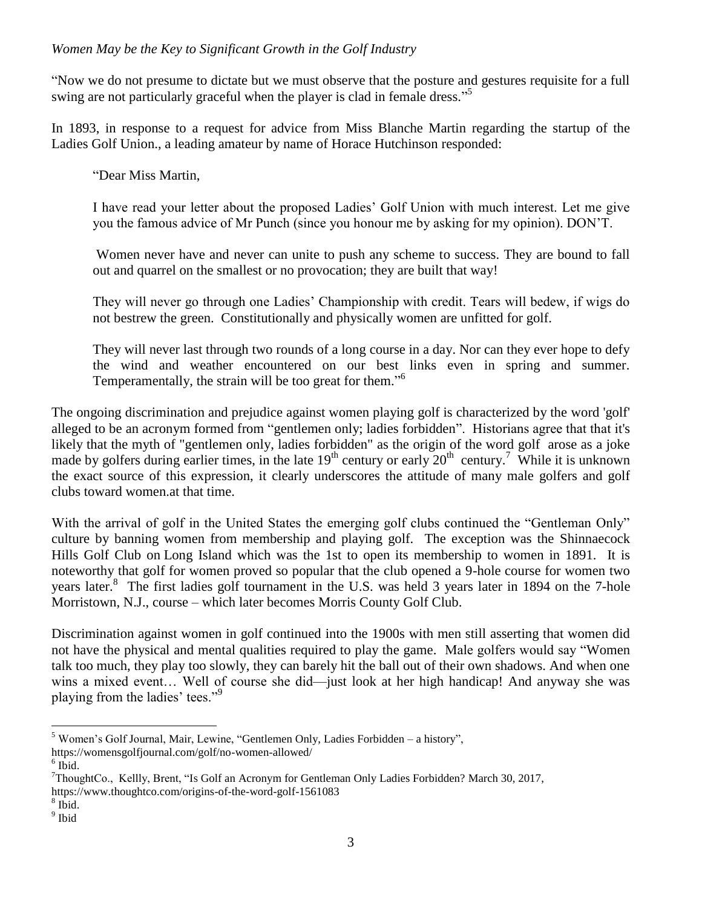"Now we do not presume to dictate but we must observe that the posture and gestures requisite for a full swing are not particularly graceful when the player is clad in female dress."[5]

In 1893, in response to a request for advice from Miss Blanche Martin regarding the startup of the Ladies Golf Union., a leading amateur by name of Horace Hutchinson responded:

> "Dear Miss Martin,
>
> I have read your letter about the proposed Ladies' Golf Union with much interest. Let me give you the famous advice of Mr Punch (since you honour me by asking for my opinion). DON'T.
>
> Women never have and never can unite to push any scheme to success. They are bound to fall out and quarrel on the smallest or no provocation; they are built that way!
>
> They will never go through one Ladies' Championship with credit. Tears will bedew, if wigs do not bestrew the green. Constitutionally and physically women are unfitted for golf.
>
> They will never last through two rounds of a long course in a day. Nor can they ever hope to defy the wind and weather encountered on our best links even in spring and summer. Temperamentally, the strain will be too great for them."[6]

The ongoing discrimination and prejudice against women playing golf is characterized by the word 'golf' alleged to be an acronym formed from "gentlemen only; ladies forbidden". Historians agree that that it's likely that the myth of "gentlemen only, ladies forbidden" as the origin of the word golf arose as a joke made by golfers during earlier times, in the late 19th century or early 20th century.[7] While it is unknown the exact source of this expression, it clearly underscores the attitude of many male golfers and golf clubs toward women.at that time.

With the arrival of golf in the United States the emerging golf clubs continued the "Gentleman Only" culture by banning women from membership and playing golf. The exception was the Shinnaecock Hills Golf Club on Long Island which was the 1st to open its membership to women in 1891. It is noteworthy that golf for women proved so popular that the club opened a 9-hole course for women two years later.[8] The first ladies golf tournament in the U.S. was held 3 years later in 1894 on the 7-hole Morristown, N.J., course – which later becomes Morris County Golf Club.

Discrimination against women in golf continued into the 1900s with men still asserting that women did not have the physical and mental qualities required to play the game. Male golfers would say "Women talk too much, they play too slowly, they can barely hit the ball out of their own shadows. And when one wins a mixed event… Well of course she did—just look at her high handicap! And anyway she was playing from the ladies' tees."[9]

---

[5] Women's Golf Journal, Mair, Lewine, "Gentlemen Only, Ladies Forbidden – a history", https://womensgolfjournal.com/golf/no-women-allowed/

[6] Ibid.

[7] ThoughtCo., Kellly, Brent, "Is Golf an Acronym for Gentleman Only Ladies Forbidden? March 30, 2017, https://www.thoughtco.com/origins-of-the-word-golf-1561083

[8] Ibid.

[9] Ibid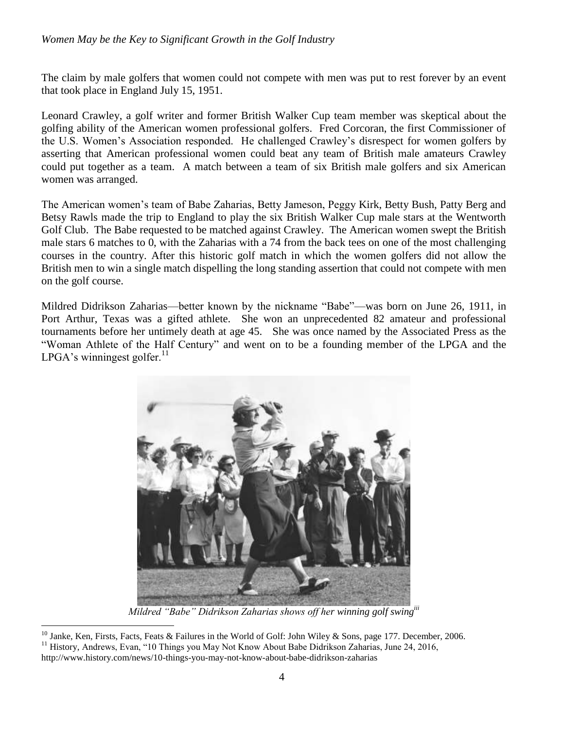The claim by male golfers that women could not compete with men was put to rest forever by an event that took place in England July 15, 1951.

Leonard Crawley, a golf writer and former British Walker Cup team member was skeptical about the golfing ability of the American women professional golfers. Fred Corcoran, the first Commissioner of the U.S. Women's Association responded. He challenged Crawley's disrespect for women golfers by asserting that American professional women could beat any team of British male amateurs Crawley could put together as a team. A match between a team of six British male golfers and six American women was arranged.

The American women's team of Babe Zaharias, Betty Jameson, Peggy Kirk, Betty Bush, Patty Berg and Betsy Rawls made the trip to England to play the six British Walker Cup male stars at the Wentworth Golf Club. The Babe requested to be matched against Crawley. The American women swept the British male stars 6 matches to 0, with the Zaharias with a 74 from the back tees on one of the most challenging courses in the country. After this historic golf match in which the women golfers did not allow the British men to win a single match dispelling the long standing assertion that could not compete with men on the golf course.

Mildred Didrikson Zaharias—better known by the nickname "Babe"—was born on June 26, 1911, in Port Arthur, Texas was a gifted athlete. She won an unprecedented 82 amateur and professional tournaments before her untimely death at age 45. She was once named by the Associated Press as the "Woman Athlete of the Half Century" and went on to be a founding member of the LPGA and the LPGA's winningest golfer.[11]

*Mildred "Babe" Didrikson Zaharias shows off her winning golf swing[iii]*

---

[10] Janke, Ken, Firsts, Facts, Feats & Failures in the World of Golf: John Wiley & Sons, page 177. December, 2006.

[11] History, Andrews, Evan, "10 Things you May Not Know About Babe Didrikson Zaharias, June 24, 2016, http://www.history.com/news/10-things-you-may-not-know-about-babe-didrikson-zaharias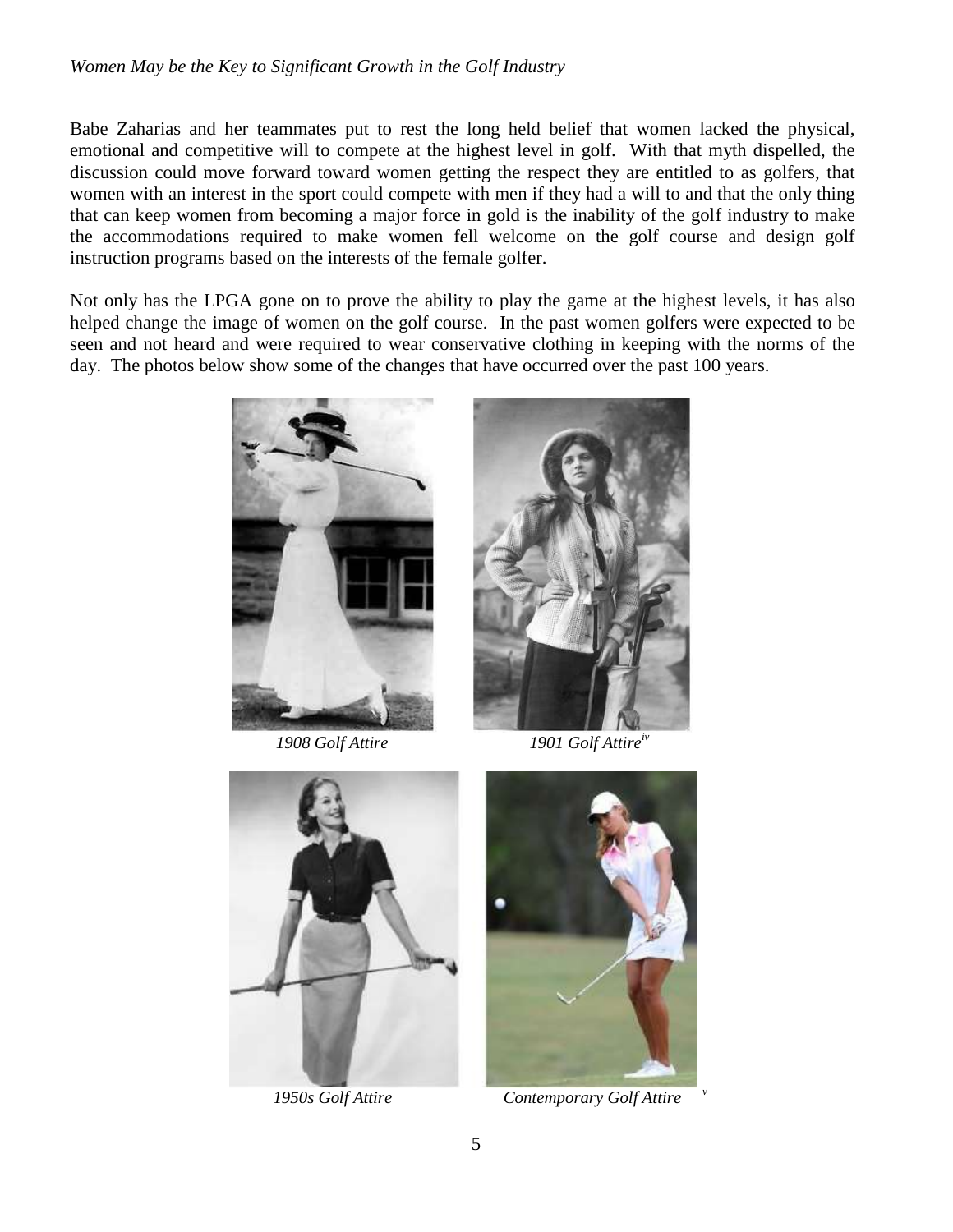Babe Zaharias and her teammates put to rest the long held belief that women lacked the physical, emotional and competitive will to compete at the highest level in golf. With that myth dispelled, the discussion could move forward toward women getting the respect they are entitled to as golfers, that women with an interest in the sport could compete with men if they had a will to and that the only thing that can keep women from becoming a major force in gold is the inability of the golf industry to make the accommodations required to make women fell welcome on the golf course and design golf instruction programs based on the interests of the female golfer.

Not only has the LPGA gone on to prove the ability to play the game at the highest levels, it has also helped change the image of women on the golf course. In the past women golfers were expected to be seen and not heard and were required to wear conservative clothing in keeping with the norms of the day. The photos below show some of the changes that have occurred over the past 100 years.

*1908 Golf Attire*

*1901 Golf Attire*[iv]

*1950s Golf Attire*

*Contemporary Golf Attire*[v]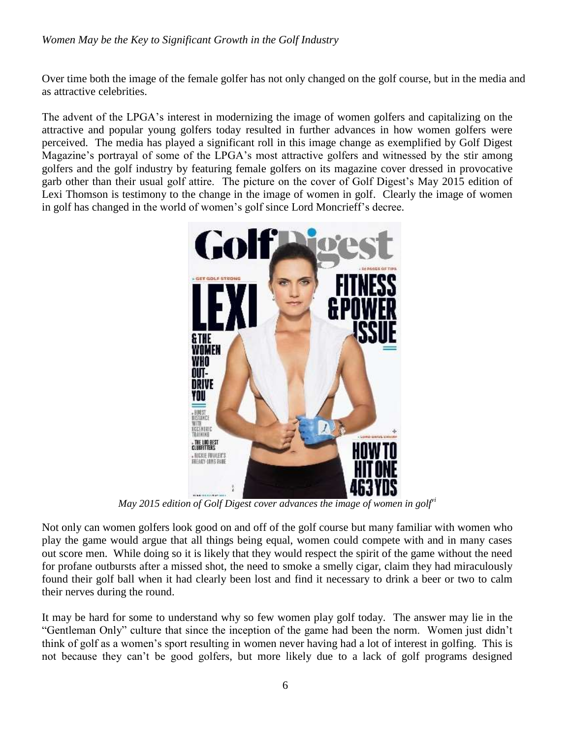Over time both the image of the female golfer has not only changed on the golf course, but in the media and as attractive celebrities.

The advent of the LPGA's interest in modernizing the image of women golfers and capitalizing on the attractive and popular young golfers today resulted in further advances in how women golfers were perceived. The media has played a significant roll in this image change as exemplified by Golf Digest Magazine's portrayal of some of the LPGA's most attractive golfers and witnessed by the stir among golfers and the golf industry by featuring female golfers on its magazine cover dressed in provocative garb other than their usual golf attire. The picture on the cover of Golf Digest's May 2015 edition of Lexi Thomson is testimony to the change in the image of women in golf. Clearly the image of women in golf has changed in the world of women's golf since Lord Moncrieff's decree.

*May 2015 edition of Golf Digest cover advances the image of women in golf*[vi]

Not only can women golfers look good on and off of the golf course but many familiar with women who play the game would argue that all things being equal, women could compete with and in many cases out score men. While doing so it is likely that they would respect the spirit of the game without the need for profane outbursts after a missed shot, the need to smoke a smelly cigar, claim they had miraculously found their golf ball when it had clearly been lost and find it necessary to drink a beer or two to calm their nerves during the round.

It may be hard for some to understand why so few women play golf today. The answer may lie in the "Gentleman Only" culture that since the inception of the game had been the norm. Women just didn't think of golf as a women's sport resulting in women never having had a lot of interest in golfing. This is not because they can't be good golfers, but more likely due to a lack of golf programs designed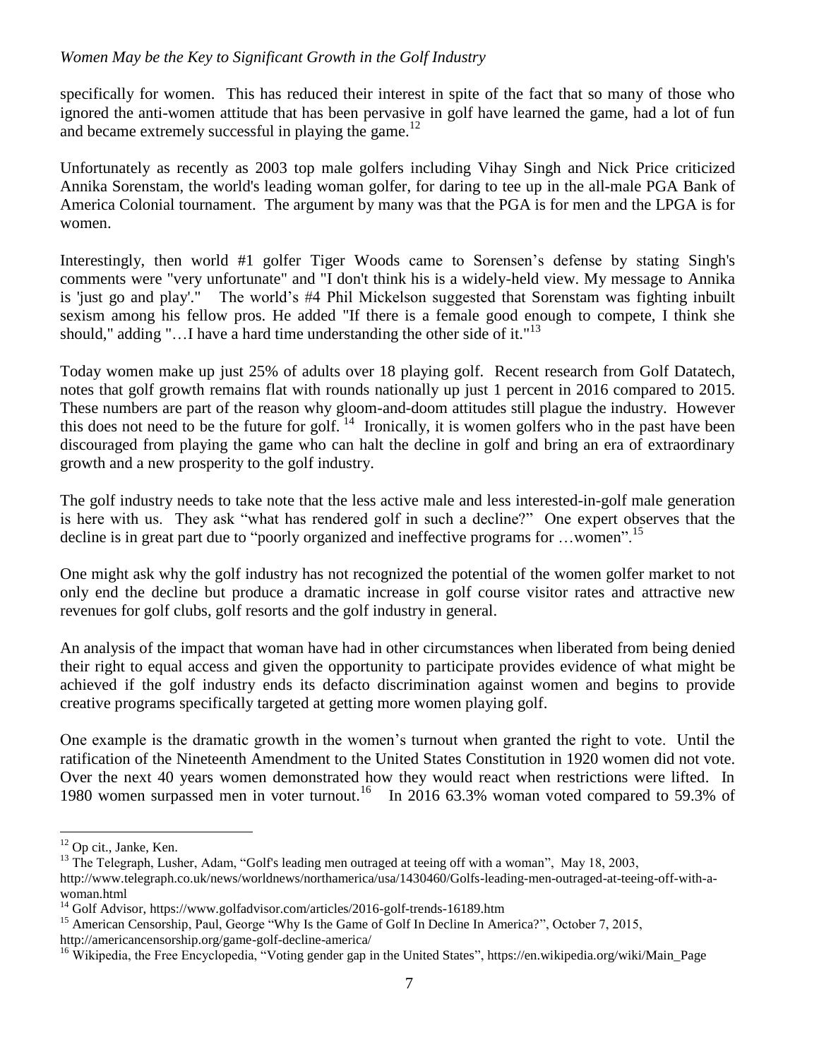specifically for women. This has reduced their interest in spite of the fact that so many of those who ignored the anti-women attitude that has been pervasive in golf have learned the game, had a lot of fun and became extremely successful in playing the game.[12]

Unfortunately as recently as 2003 top male golfers including Vihay Singh and Nick Price criticized Annika Sorenstam, the world's leading woman golfer, for daring to tee up in the all-male PGA Bank of America Colonial tournament. The argument by many was that the PGA is for men and the LPGA is for women.

Interestingly, then world #1 golfer Tiger Woods came to Sorensen's defense by stating Singh's comments were "very unfortunate" and "I don't think his is a widely-held view. My message to Annika is 'just go and play'." The world's #4 Phil Mickelson suggested that Sorenstam was fighting inbuilt sexism among his fellow pros. He added "If there is a female good enough to compete, I think she should," adding "…I have a hard time understanding the other side of it."[13]

Today women make up just 25% of adults over 18 playing golf. Recent research from Golf Datatech, notes that golf growth remains flat with rounds nationally up just 1 percent in 2016 compared to 2015. These numbers are part of the reason why gloom-and-doom attitudes still plague the industry. However this does not need to be the future for golf.[14] Ironically, it is women golfers who in the past have been discouraged from playing the game who can halt the decline in golf and bring an era of extraordinary growth and a new prosperity to the golf industry.

The golf industry needs to take note that the less active male and less interested-in-golf male generation is here with us. They ask "what has rendered golf in such a decline?" One expert observes that the decline is in great part due to "poorly organized and ineffective programs for …women".[15]

One might ask why the golf industry has not recognized the potential of the women golfer market to not only end the decline but produce a dramatic increase in golf course visitor rates and attractive new revenues for golf clubs, golf resorts and the golf industry in general.

An analysis of the impact that woman have had in other circumstances when liberated from being denied their right to equal access and given the opportunity to participate provides evidence of what might be achieved if the golf industry ends its defacto discrimination against women and begins to provide creative programs specifically targeted at getting more women playing golf.

One example is the dramatic growth in the women's turnout when granted the right to vote. Until the ratification of the Nineteenth Amendment to the United States Constitution in 1920 women did not vote. Over the next 40 years women demonstrated how they would react when restrictions were lifted. In 1980 women surpassed men in voter turnout.[16] In 2016 63.3% woman voted compared to 59.3% of

---

[12] Op cit., Janke, Ken.

[13] The Telegraph, Lusher, Adam, "Golf's leading men outraged at teeing off with a woman", May 18, 2003, http://www.telegraph.co.uk/news/worldnews/northamerica/usa/1430460/Golfs-leading-men-outraged-at-teeing-off-with-a-woman.html

[14] Golf Advisor, https://www.golfadvisor.com/articles/2016-golf-trends-16189.htm

[15] American Censorship, Paul, George "Why Is the Game of Golf In Decline In America?", October 7, 2015, http://americancensorship.org/game-golf-decline-america/

[16] Wikipedia, the Free Encyclopedia, "Voting gender gap in the United States", https://en.wikipedia.org/wiki/Main_Page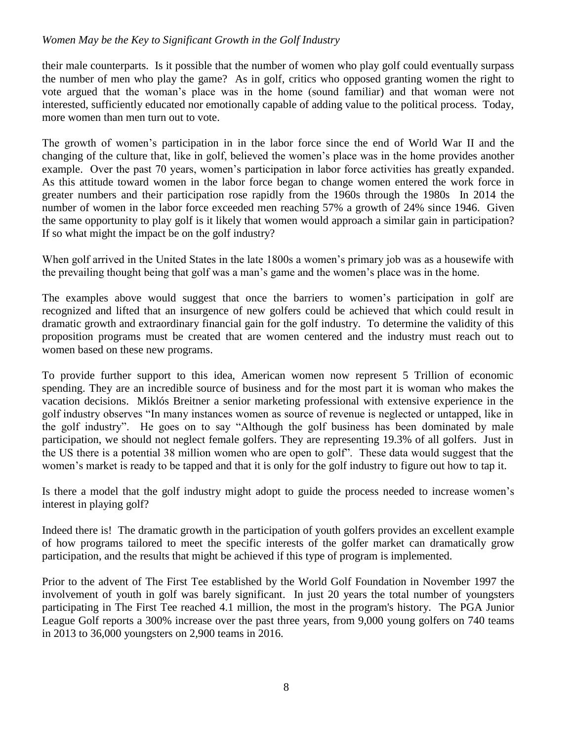their male counterparts. Is it possible that the number of women who play golf could eventually surpass the number of men who play the game? As in golf, critics who opposed granting women the right to vote argued that the woman's place was in the home (sound familiar) and that woman were not interested, sufficiently educated nor emotionally capable of adding value to the political process. Today, more women than men turn out to vote.

The growth of women's participation in in the labor force since the end of World War II and the changing of the culture that, like in golf, believed the women's place was in the home provides another example. Over the past 70 years, women's participation in labor force activities has greatly expanded. As this attitude toward women in the labor force began to change women entered the work force in greater numbers and their participation rose rapidly from the 1960s through the 1980s In 2014 the number of women in the labor force exceeded men reaching 57% a growth of 24% since 1946. Given the same opportunity to play golf is it likely that women would approach a similar gain in participation? If so what might the impact be on the golf industry?

When golf arrived in the United States in the late 1800s a women's primary job was as a housewife with the prevailing thought being that golf was a man's game and the women's place was in the home.

The examples above would suggest that once the barriers to women's participation in golf are recognized and lifted that an insurgence of new golfers could be achieved that which could result in dramatic growth and extraordinary financial gain for the golf industry. To determine the validity of this proposition programs must be created that are women centered and the industry must reach out to women based on these new programs.

To provide further support to this idea, American women now represent 5 Trillion of economic spending. They are an incredible source of business and for the most part it is woman who makes the vacation decisions. Miklós Breitner a senior marketing professional with extensive experience in the golf industry observes "In many instances women as source of revenue is neglected or untapped, like in the golf industry". He goes on to say "Although the golf business has been dominated by male participation, we should not neglect female golfers. They are representing 19.3% of all golfers. Just in the US there is a potential 38 million women who are open to golf". These data would suggest that the women's market is ready to be tapped and that it is only for the golf industry to figure out how to tap it.

Is there a model that the golf industry might adopt to guide the process needed to increase women's interest in playing golf?

Indeed there is! The dramatic growth in the participation of youth golfers provides an excellent example of how programs tailored to meet the specific interests of the golfer market can dramatically grow participation, and the results that might be achieved if this type of program is implemented.

Prior to the advent of The First Tee established by the World Golf Foundation in November 1997 the involvement of youth in golf was barely significant. In just 20 years the total number of youngsters participating in The First Tee reached 4.1 million, the most in the program's history. The PGA Junior League Golf reports a 300% increase over the past three years, from 9,000 young golfers on 740 teams in 2013 to 36,000 youngsters on 2,900 teams in 2016.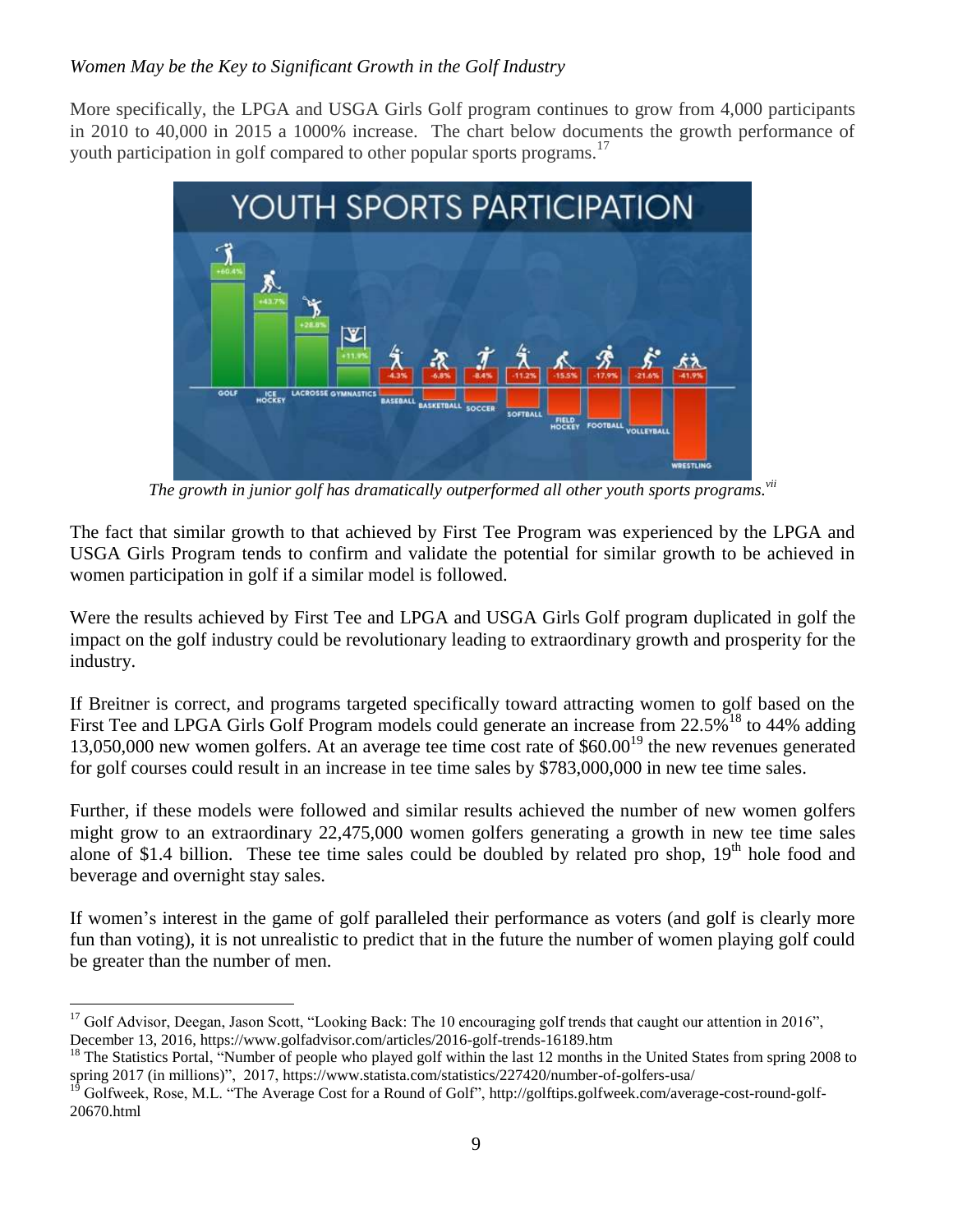*Women May be the Key to Significant Growth in the Golf Industry*

More specifically, the LPGA and USGA Girls Golf program continues to grow from 4,000 participants in 2010 to 40,000 in 2015 a 1000% increase. The chart below documents the growth performance of youth participation in golf compared to other popular sports programs.[17]

*The growth in junior golf has dramatically outperformed all other youth sports programs.*[vii]

The fact that similar growth to that achieved by First Tee Program was experienced by the LPGA and USGA Girls Program tends to confirm and validate the potential for similar growth to be achieved in women participation in golf if a similar model is followed.

Were the results achieved by First Tee and LPGA and USGA Girls Golf program duplicated in golf the impact on the golf industry could be revolutionary leading to extraordinary growth and prosperity for the industry.

If Breitner is correct, and programs targeted specifically toward attracting women to golf based on the First Tee and LPGA Girls Golf Program models could generate an increase from 22.5%[18] to 44% adding 13,050,000 new women golfers. At an average tee time cost rate of $60.00[19] the new revenues generated for golf courses could result in an increase in tee time sales by $783,000,000 in new tee time sales.

Further, if these models were followed and similar results achieved the number of new women golfers might grow to an extraordinary 22,475,000 women golfers generating a growth in new tee time sales alone of $1.4 billion. These tee time sales could be doubled by related pro shop, 19th hole food and beverage and overnight stay sales.

If women's interest in the game of golf paralleled their performance as voters (and golf is clearly more fun than voting), it is not unrealistic to predict that in the future the number of women playing golf could be greater than the number of men.

---

[17] Golf Advisor, Deegan, Jason Scott, "Looking Back: The 10 encouraging golf trends that caught our attention in 2016", December 13, 2016, https://www.golfadvisor.com/articles/2016-golf-trends-16189.htm

[18] The Statistics Portal, "Number of people who played golf within the last 12 months in the United States from spring 2008 to spring 2017 (in millions)", 2017, https://www.statista.com/statistics/227420/number-of-golfers-usa/

[19] Golfweek, Rose, M.L. "The Average Cost for a Round of Golf", http://golftips.golfweek.com/average-cost-round-golf-20670.html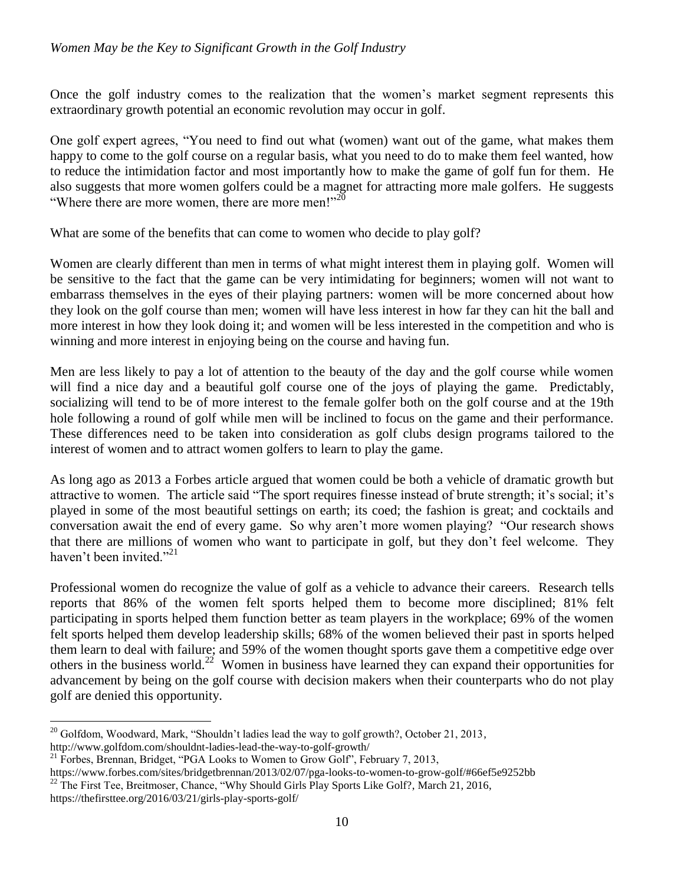Once the golf industry comes to the realization that the women's market segment represents this extraordinary growth potential an economic revolution may occur in golf.

One golf expert agrees, "You need to find out what (women) want out of the game, what makes them happy to come to the golf course on a regular basis, what you need to do to make them feel wanted, how to reduce the intimidation factor and most importantly how to make the game of golf fun for them. He also suggests that more women golfers could be a magnet for attracting more male golfers. He suggests "Where there are more women, there are more men!"[20]

What are some of the benefits that can come to women who decide to play golf?

Women are clearly different than men in terms of what might interest them in playing golf. Women will be sensitive to the fact that the game can be very intimidating for beginners; women will not want to embarrass themselves in the eyes of their playing partners: women will be more concerned about how they look on the golf course than men; women will have less interest in how far they can hit the ball and more interest in how they look doing it; and women will be less interested in the competition and who is winning and more interest in enjoying being on the course and having fun.

Men are less likely to pay a lot of attention to the beauty of the day and the golf course while women will find a nice day and a beautiful golf course one of the joys of playing the game. Predictably, socializing will tend to be of more interest to the female golfer both on the golf course and at the 19th hole following a round of golf while men will be inclined to focus on the game and their performance. These differences need to be taken into consideration as golf clubs design programs tailored to the interest of women and to attract women golfers to learn to play the game.

As long ago as 2013 a Forbes article argued that women could be both a vehicle of dramatic growth but attractive to women. The article said "The sport requires finesse instead of brute strength; it's social; it's played in some of the most beautiful settings on earth; its coed; the fashion is great; and cocktails and conversation await the end of every game. So why aren't more women playing? "Our research shows that there are millions of women who want to participate in golf, but they don't feel welcome. They haven't been invited."[21]

Professional women do recognize the value of golf as a vehicle to advance their careers. Research tells reports that 86% of the women felt sports helped them to become more disciplined; 81% felt participating in sports helped them function better as team players in the workplace; 69% of the women felt sports helped them develop leadership skills; 68% of the women believed their past in sports helped them learn to deal with failure; and 59% of the women thought sports gave them a competitive edge over others in the business world.[22] Women in business have learned they can expand their opportunities for advancement by being on the golf course with decision makers when their counterparts who do not play golf are denied this opportunity.

---

[20] Golfdom, Woodward, Mark, "Shouldn't ladies lead the way to golf growth?, October 21, 2013, http://www.golfdom.com/shouldnt-ladies-lead-the-way-to-golf-growth/

[21] Forbes, Brennan, Bridget, "PGA Looks to Women to Grow Golf", February 7, 2013, https://www.forbes.com/sites/bridgetbrennan/2013/02/07/pga-looks-to-women-to-grow-golf/#66ef5e9252bb

[22] The First Tee, Breitmoser, Chance, "Why Should Girls Play Sports Like Golf?, March 21, 2016, https://thefirsttee.org/2016/03/21/girls-play-sports-golf/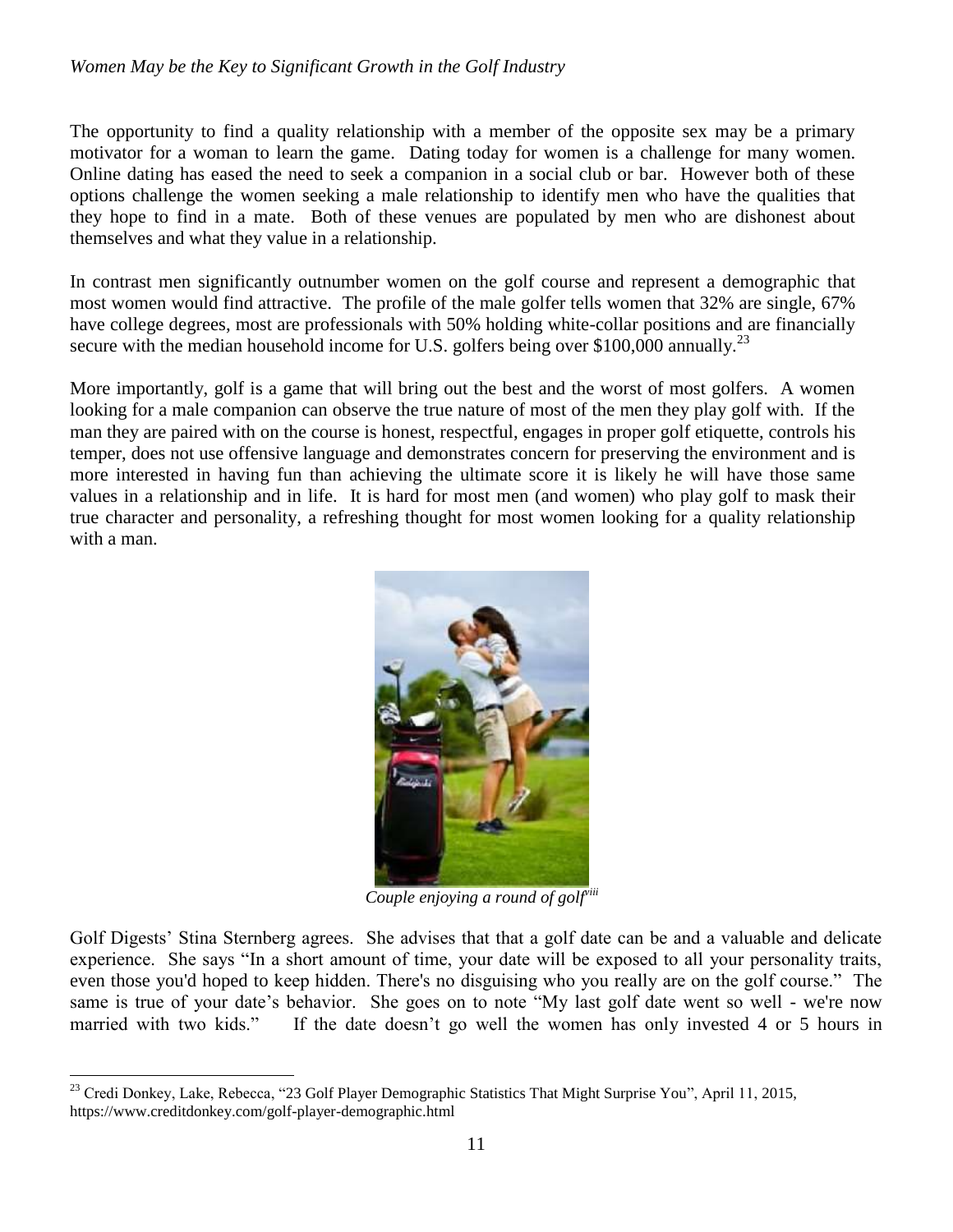The opportunity to find a quality relationship with a member of the opposite sex may be a primary motivator for a woman to learn the game. Dating today for women is a challenge for many women. Online dating has eased the need to seek a companion in a social club or bar. However both of these options challenge the women seeking a male relationship to identify men who have the qualities that they hope to find in a mate. Both of these venues are populated by men who are dishonest about themselves and what they value in a relationship.

In contrast men significantly outnumber women on the golf course and represent a demographic that most women would find attractive. The profile of the male golfer tells women that 32% are single, 67% have college degrees, most are professionals with 50% holding white-collar positions and are financially secure with the median household income for U.S. golfers being over $100,000 annually.[23]

More importantly, golf is a game that will bring out the best and the worst of most golfers. A women looking for a male companion can observe the true nature of most of the men they play golf with. If the man they are paired with on the course is honest, respectful, engages in proper golf etiquette, controls his temper, does not use offensive language and demonstrates concern for preserving the environment and is more interested in having fun than achieving the ultimate score it is likely he will have those same values in a relationship and in life. It is hard for most men (and women) who play golf to mask their true character and personality, a refreshing thought for most women looking for a quality relationship with a man.

*Couple enjoying a round of golf*[viii]

Golf Digests' Stina Sternberg agrees. She advises that that a golf date can be and a valuable and delicate experience. She says "In a short amount of time, your date will be exposed to all your personality traits, even those you'd hoped to keep hidden. There's no disguising who you really are on the golf course." The same is true of your date's behavior. She goes on to note "My last golf date went so well - we're now married with two kids." If the date doesn't go well the women has only invested 4 or 5 hours in

[23] Credi Donkey, Lake, Rebecca, "23 Golf Player Demographic Statistics That Might Surprise You", April 11, 2015, https://www.creditdonkey.com/golf-player-demographic.html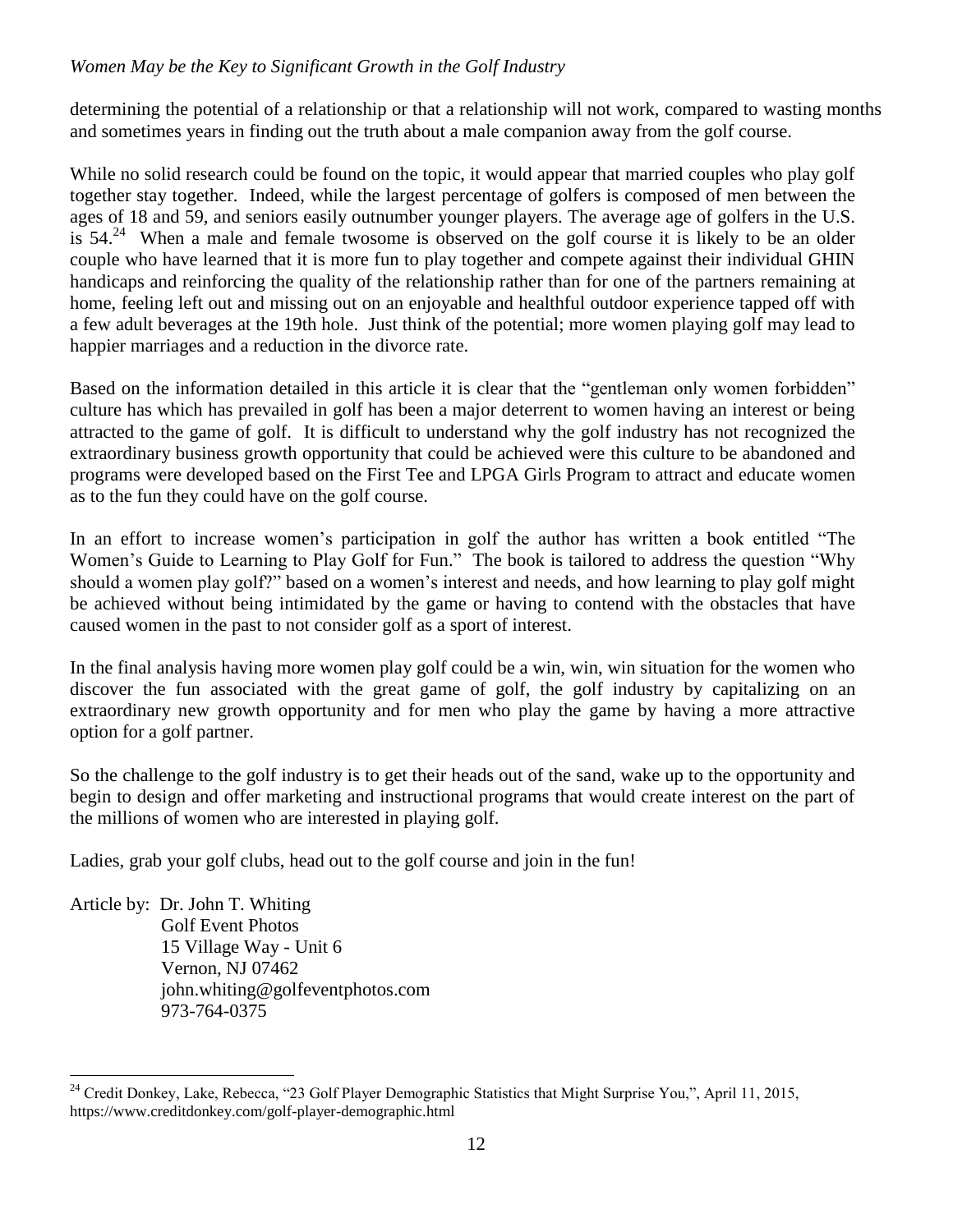determining the potential of a relationship or that a relationship will not work, compared to wasting months and sometimes years in finding out the truth about a male companion away from the golf course.

While no solid research could be found on the topic, it would appear that married couples who play golf together stay together. Indeed, while the largest percentage of golfers is composed of men between the ages of 18 and 59, and seniors easily outnumber younger players. The average age of golfers in the U.S. is 54.[24] When a male and female twosome is observed on the golf course it is likely to be an older couple who have learned that it is more fun to play together and compete against their individual GHIN handicaps and reinforcing the quality of the relationship rather than for one of the partners remaining at home, feeling left out and missing out on an enjoyable and healthful outdoor experience tapped off with a few adult beverages at the 19th hole. Just think of the potential; more women playing golf may lead to happier marriages and a reduction in the divorce rate.

Based on the information detailed in this article it is clear that the "gentleman only women forbidden" culture has which has prevailed in golf has been a major deterrent to women having an interest or being attracted to the game of golf. It is difficult to understand why the golf industry has not recognized the extraordinary business growth opportunity that could be achieved were this culture to be abandoned and programs were developed based on the First Tee and LPGA Girls Program to attract and educate women as to the fun they could have on the golf course.

In an effort to increase women's participation in golf the author has written a book entitled "The Women's Guide to Learning to Play Golf for Fun." The book is tailored to address the question "Why should a women play golf?" based on a women's interest and needs, and how learning to play golf might be achieved without being intimidated by the game or having to contend with the obstacles that have caused women in the past to not consider golf as a sport of interest.

In the final analysis having more women play golf could be a win, win, win situation for the women who discover the fun associated with the great game of golf, the golf industry by capitalizing on an extraordinary new growth opportunity and for men who play the game by having a more attractive option for a golf partner.

So the challenge to the golf industry is to get their heads out of the sand, wake up to the opportunity and begin to design and offer marketing and instructional programs that would create interest on the part of the millions of women who are interested in playing golf.

Ladies, grab your golf clubs, head out to the golf course and join in the fun!

Article by: Dr. John T. Whiting  
Golf Event Photos  
15 Village Way - Unit 6  
Vernon, NJ 07462  
john.whiting@golfeventphotos.com  
973-764-0375

---

[24] Credit Donkey, Lake, Rebecca, "23 Golf Player Demographic Statistics that Might Surprise You,", April 11, 2015, https://www.creditdonkey.com/golf-player-demographic.html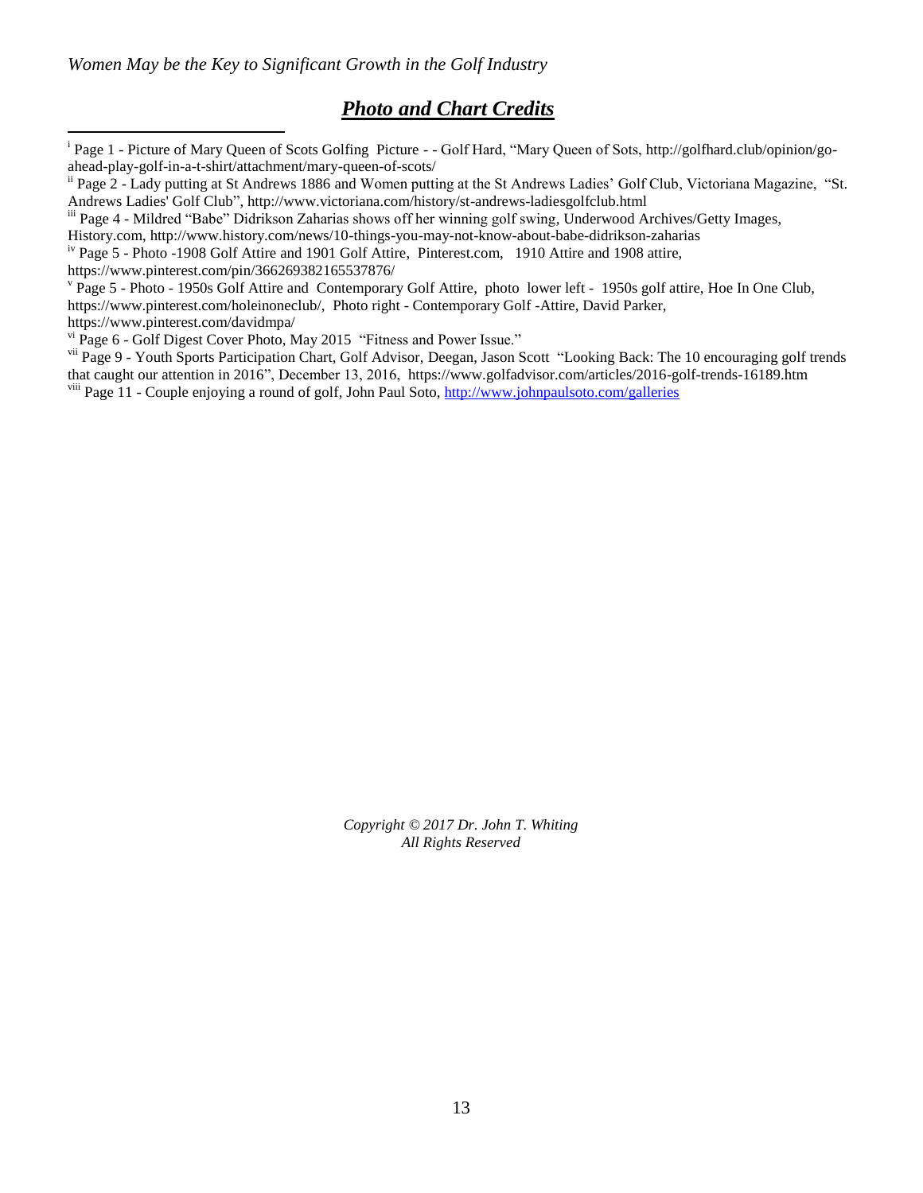## ***Photo and Chart Credits***

[i] Page 1 - Picture of Mary Queen of Scots Golfing Picture - - Golf Hard, "Mary Queen of Sots, http://golfhard.club/opinion/go-ahead-play-golf-in-a-t-shirt/attachment/mary-queen-of-scots/

[ii] Page 2 - Lady putting at St Andrews 1886 and Women putting at the St Andrews Ladies' Golf Club, Victoriana Magazine, "St. Andrews Ladies' Golf Club", http://www.victoriana.com/history/st-andrews-ladiesgolfclub.html

[iii] Page 4 - Mildred "Babe" Didrikson Zaharias shows off her winning golf swing, Underwood Archives/Getty Images, History.com, http://www.history.com/news/10-things-you-may-not-know-about-babe-didrikson-zaharias

[iv] Page 5 - Photo -1908 Golf Attire and 1901 Golf Attire, Pinterest.com, 1910 Attire and 1908 attire, https://www.pinterest.com/pin/366269382165537876/

[v] Page 5 - Photo - 1950s Golf Attire and Contemporary Golf Attire, photo lower left - 1950s golf attire, Hoe In One Club, https://www.pinterest.com/holeinoneclub/, Photo right - Contemporary Golf -Attire, David Parker, https://www.pinterest.com/davidmpa/

[vi] Page 6 - Golf Digest Cover Photo, May 2015 "Fitness and Power Issue."

[vii] Page 9 - Youth Sports Participation Chart, Golf Advisor, Deegan, Jason Scott "Looking Back: The 10 encouraging golf trends that caught our attention in 2016", December 13, 2016, https://www.golfadvisor.com/articles/2016-golf-trends-16189.htm

[viii] Page 11 - Couple enjoying a round of golf, John Paul Soto, http://www.johnpaulsoto.com/galleries

*Copyright © 2017 Dr. John T. Whiting*
*All Rights Reserved*